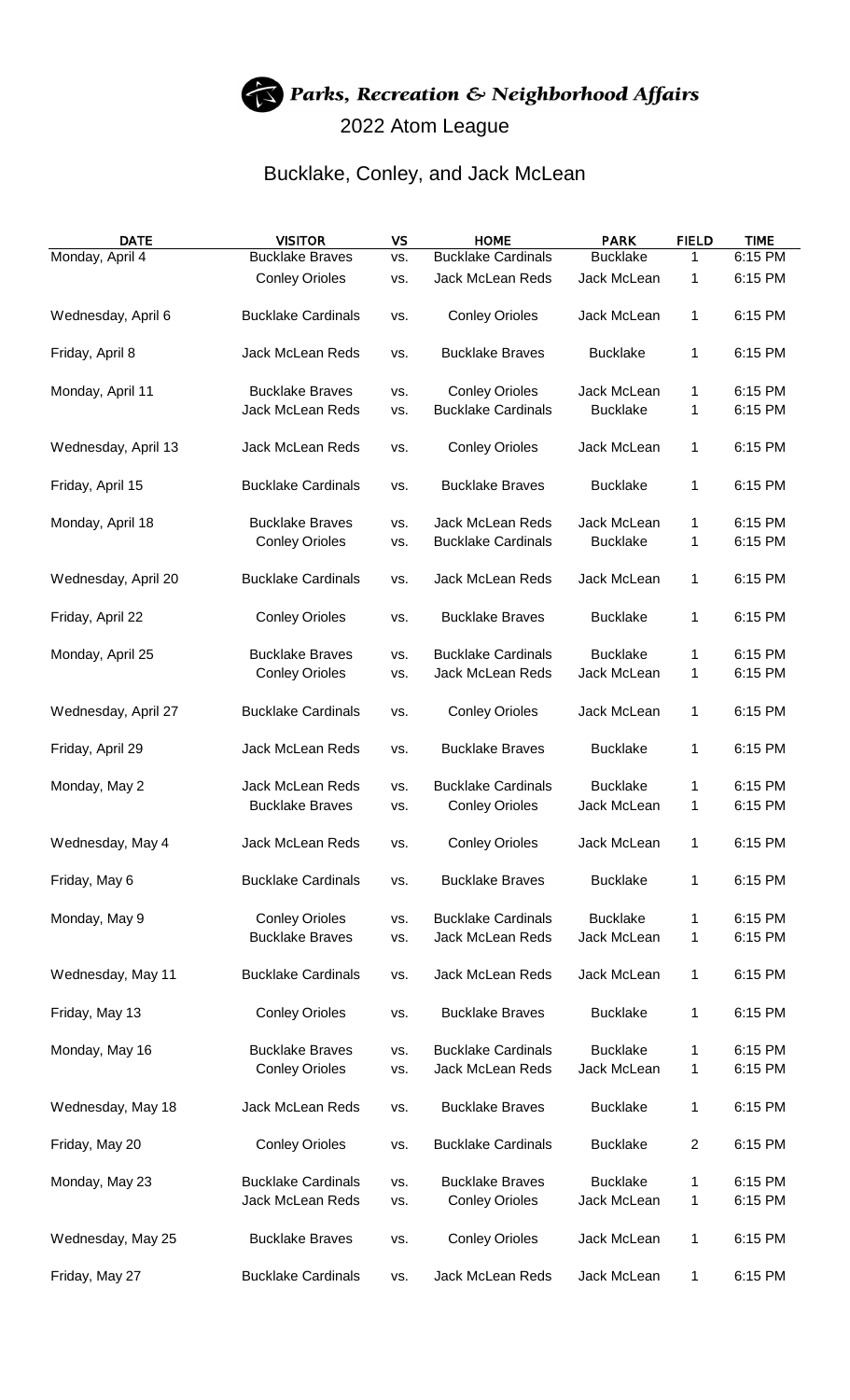# *Parks, Recreation & Neighborhood Affairs*

## 2022 Atom League

## Bucklake, Conley, and Jack McLean

| DATE | VISITOR | VS | HOME | PARK | FIELD | TIME |
|---|---|---|---|---|---|---|
| Monday, April 4 | Bucklake Braves | vs. | Bucklake Cardinals | Bucklake | 1 | 6:15 PM |
| | Conley Orioles | vs. | Jack McLean Reds | Jack McLean | 1 | 6:15 PM |
| Wednesday, April 6 | Bucklake Cardinals | vs. | Conley Orioles | Jack McLean | 1 | 6:15 PM |
| Friday, April 8 | Jack McLean Reds | vs. | Bucklake Braves | Bucklake | 1 | 6:15 PM |
| Monday, April 11 | Bucklake Braves | vs. | Conley Orioles | Jack McLean | 1 | 6:15 PM |
| | Jack McLean Reds | vs. | Bucklake Cardinals | Bucklake | 1 | 6:15 PM |
| Wednesday, April 13 | Jack McLean Reds | vs. | Conley Orioles | Jack McLean | 1 | 6:15 PM |
| Friday, April 15 | Bucklake Cardinals | vs. | Bucklake Braves | Bucklake | 1 | 6:15 PM |
| Monday, April 18 | Bucklake Braves | vs. | Jack McLean Reds | Jack McLean | 1 | 6:15 PM |
| | Conley Orioles | vs. | Bucklake Cardinals | Bucklake | 1 | 6:15 PM |
| Wednesday, April 20 | Bucklake Cardinals | vs. | Jack McLean Reds | Jack McLean | 1 | 6:15 PM |
| Friday, April 22 | Conley Orioles | vs. | Bucklake Braves | Bucklake | 1 | 6:15 PM |
| Monday, April 25 | Bucklake Braves | vs. | Bucklake Cardinals | Bucklake | 1 | 6:15 PM |
| | Conley Orioles | vs. | Jack McLean Reds | Jack McLean | 1 | 6:15 PM |
| Wednesday, April 27 | Bucklake Cardinals | vs. | Conley Orioles | Jack McLean | 1 | 6:15 PM |
| Friday, April 29 | Jack McLean Reds | vs. | Bucklake Braves | Bucklake | 1 | 6:15 PM |
| Monday, May 2 | Jack McLean Reds | vs. | Bucklake Cardinals | Bucklake | 1 | 6:15 PM |
| | Bucklake Braves | vs. | Conley Orioles | Jack McLean | 1 | 6:15 PM |
| Wednesday, May 4 | Jack McLean Reds | vs. | Conley Orioles | Jack McLean | 1 | 6:15 PM |
| Friday, May 6 | Bucklake Cardinals | vs. | Bucklake Braves | Bucklake | 1 | 6:15 PM |
| Monday, May 9 | Conley Orioles | vs. | Bucklake Cardinals | Bucklake | 1 | 6:15 PM |
| | Bucklake Braves | vs. | Jack McLean Reds | Jack McLean | 1 | 6:15 PM |
| Wednesday, May 11 | Bucklake Cardinals | vs. | Jack McLean Reds | Jack McLean | 1 | 6:15 PM |
| Friday, May 13 | Conley Orioles | vs. | Bucklake Braves | Bucklake | 1 | 6:15 PM |
| Monday, May 16 | Bucklake Braves | vs. | Bucklake Cardinals | Bucklake | 1 | 6:15 PM |
| | Conley Orioles | vs. | Jack McLean Reds | Jack McLean | 1 | 6:15 PM |
| Wednesday, May 18 | Jack McLean Reds | vs. | Bucklake Braves | Bucklake | 1 | 6:15 PM |
| Friday, May 20 | Conley Orioles | vs. | Bucklake Cardinals | Bucklake | 2 | 6:15 PM |
| Monday, May 23 | Bucklake Cardinals | vs. | Bucklake Braves | Bucklake | 1 | 6:15 PM |
| | Jack McLean Reds | vs. | Conley Orioles | Jack McLean | 1 | 6:15 PM |
| Wednesday, May 25 | Bucklake Braves | vs. | Conley Orioles | Jack McLean | 1 | 6:15 PM |
| Friday, May 27 | Bucklake Cardinals | vs. | Jack McLean Reds | Jack McLean | 1 | 6:15 PM |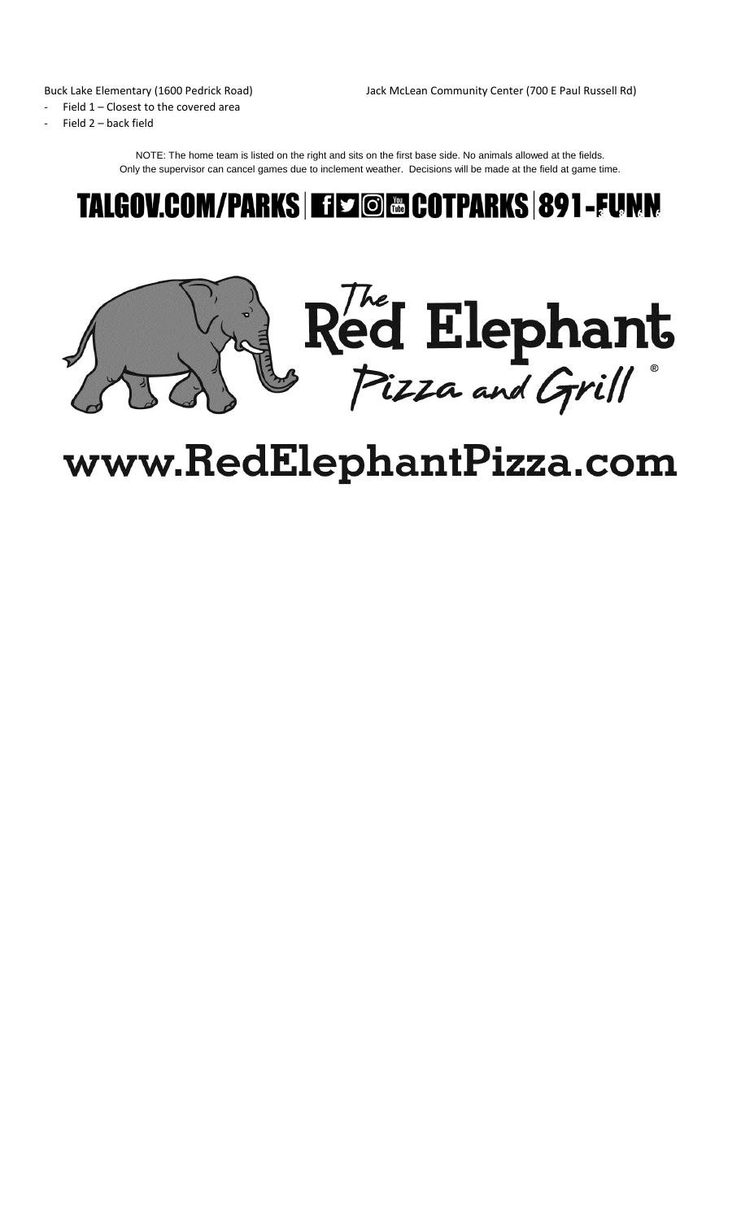Buck Lake Elementary (1600 Pedrick Road)

- Field 1 – Closest to the covered area
- Field 2 – back field

Jack McLean Community Center (700 E Paul Russell Rd)

NOTE: The home team is listed on the right and sits on the first base side. No animals allowed at the fields. Only the supervisor can cancel games due to inclement weather. Decisions will be made at the field at game time.

**TALGOV.COM/PARKS | COTPARKS | 891-FUNN**

**The Red Elephant Pizza and Grill®**

**www.RedElephantPizza.com**